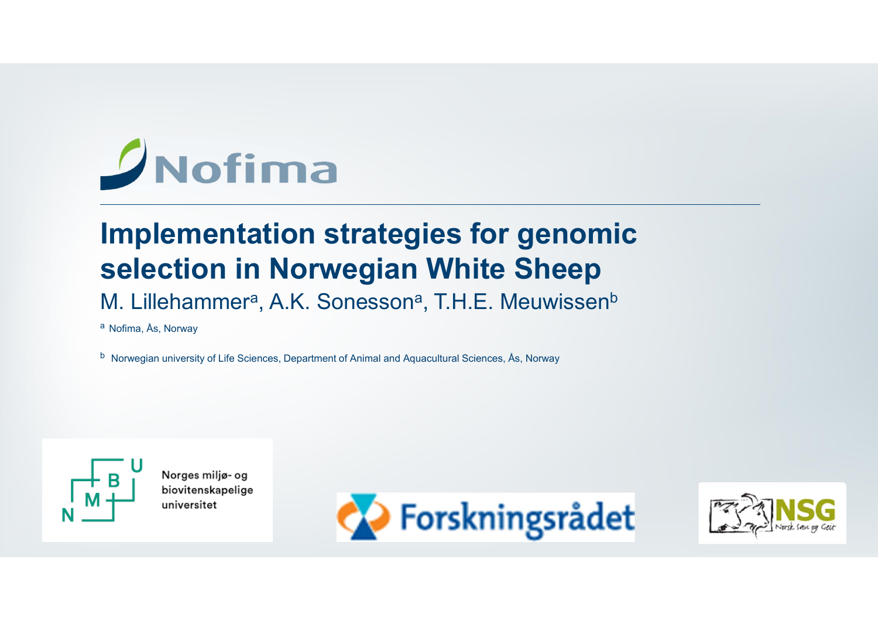Nofima

# Implementation strategies for genomic selection in Norwegian White Sheep

M. Lillehammer[a], A.K. Sonesson[a], T.H.E. Meuwissen[b]

[a] Nofima, Ås, Norway

[b] Norwegian university of Life Sciences, Department of Animal and Aquacultural Sciences, Ås, Norway

Norges miljø- og biovitenskapelige universitet

Forskningsrådet

NSG Norsk Sau og Geit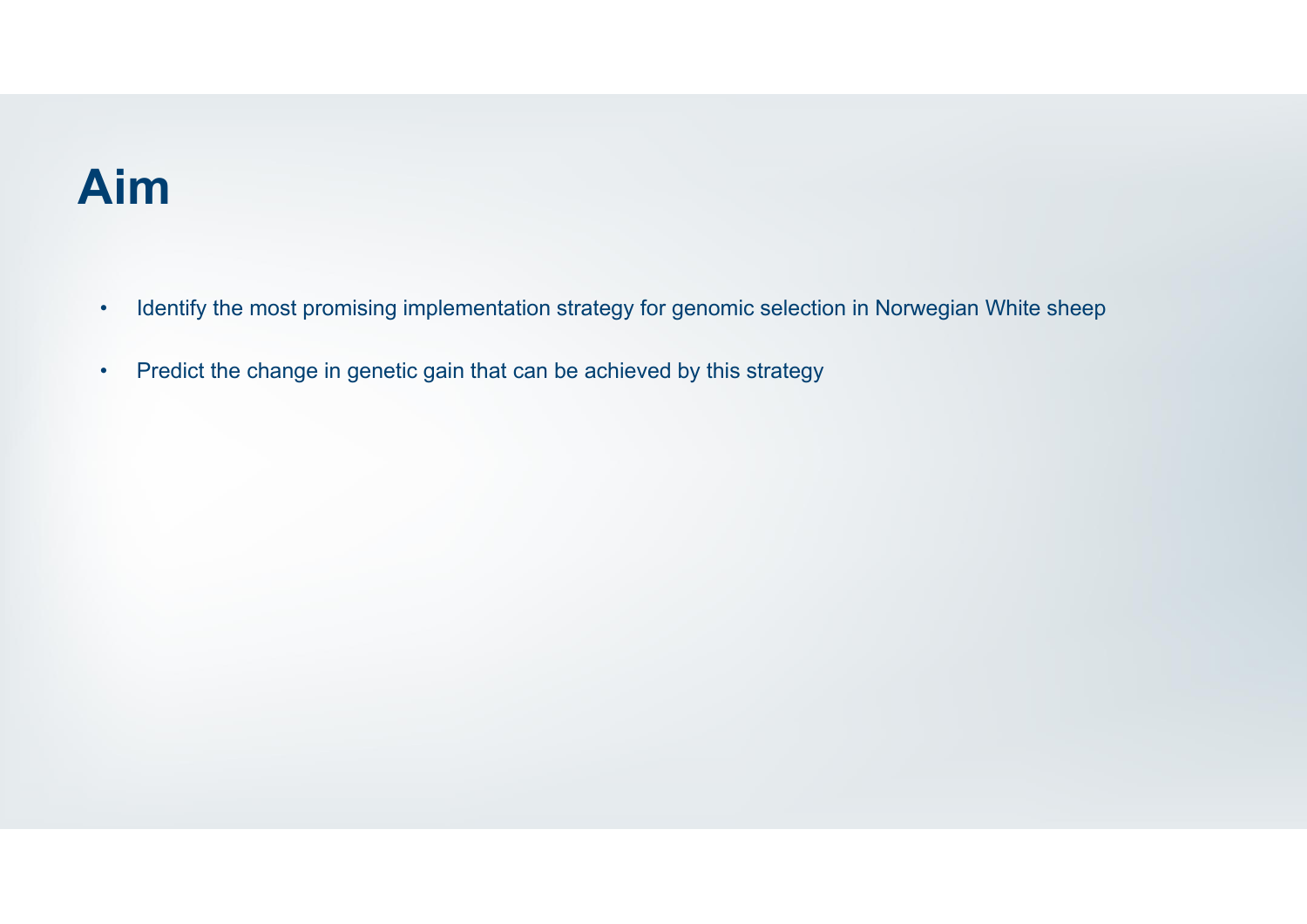# Aim

- Identify the most promising implementation strategy for genomic selection in Norwegian White sheep
- Predict the change in genetic gain that can be achieved by this strategy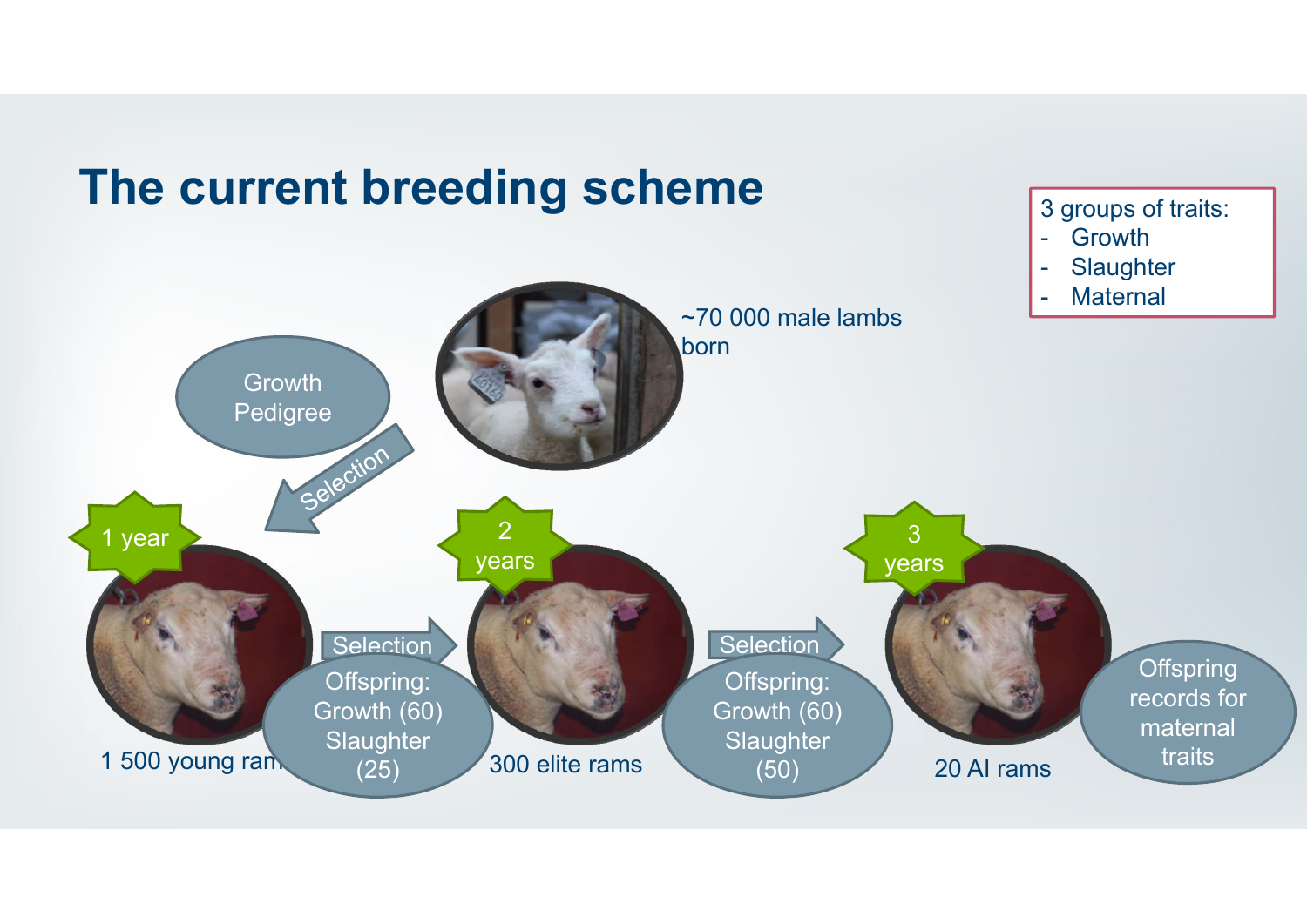# The current breeding scheme

3 groups of traits:
- Growth
- Slaughter
- Maternal

~70 000 male lambs born

Growth
Pedigree

Selection

1 year

1 500 young rams

Selection

Offspring:
Growth (60)
Slaughter
(25)

2 years

300 elite rams

Selection

Offspring:
Growth (60)
Slaughter
(50)

3 years

20 AI rams

Offspring records for maternal traits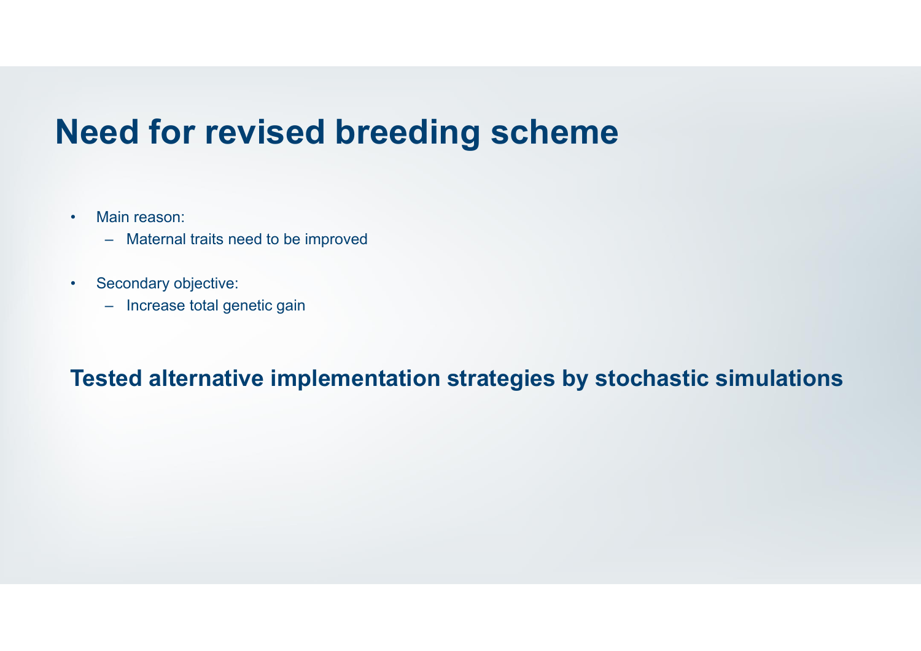# Need for revised breeding scheme

- Main reason:
  - Maternal traits need to be improved

- Secondary objective:
  - Increase total genetic gain

**Tested alternative implementation strategies by stochastic simulations**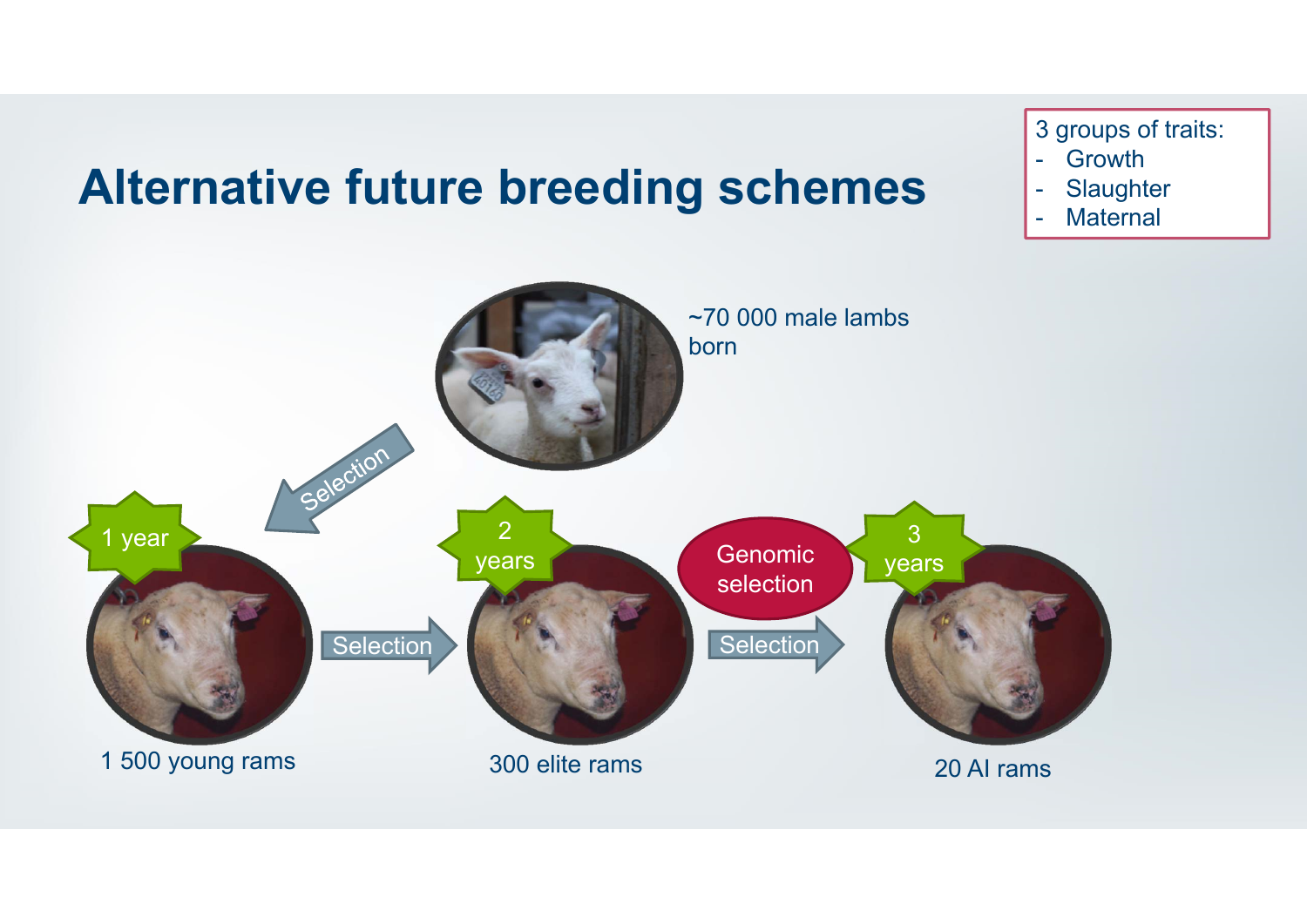# Alternative future breeding schemes

3 groups of traits:
- Growth
- Slaughter
- Maternal

~70 000 male lambs born

Selection

1 year

1 500 young rams

Selection

2 years

300 elite rams

Genomic selection

Selection

3 years

20 AI rams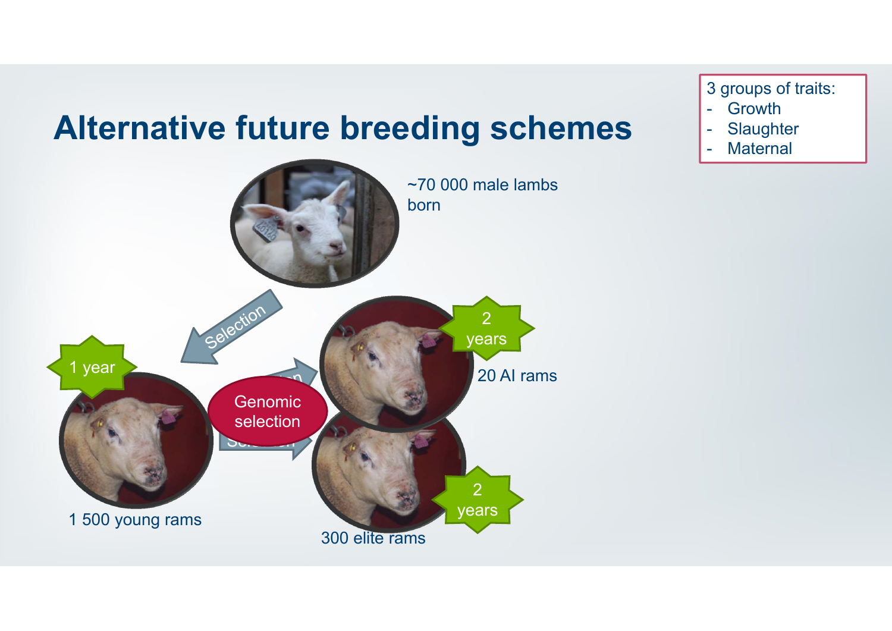# Alternative future breeding schemes

3 groups of traits:
- Growth
- Slaughter
- Maternal

~70 000 male lambs born

Selection

1 year

1 500 young rams

Genomic selection

2 years

20 AI rams

2 years

300 elite rams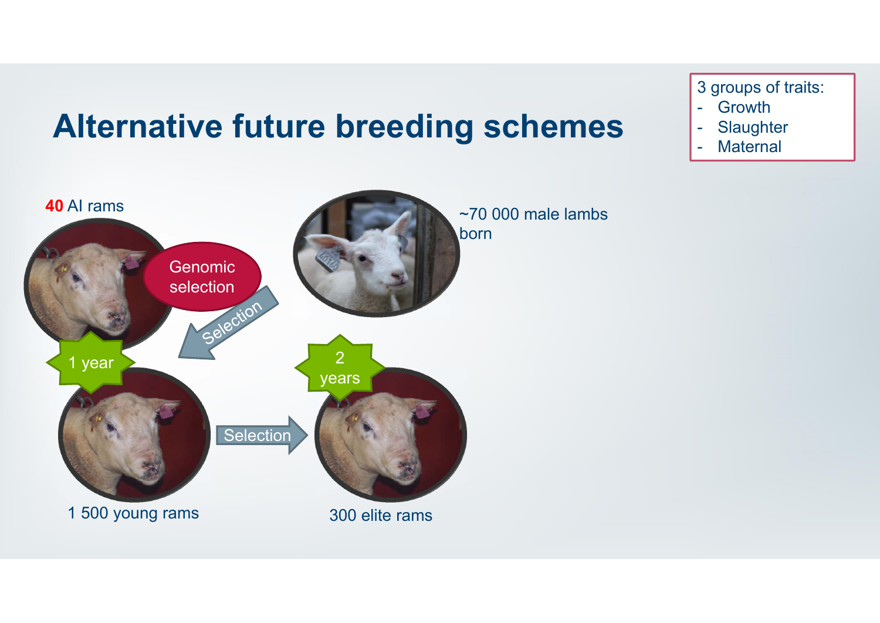# Alternative future breeding schemes

3 groups of traits:
- Growth
- Slaughter
- Maternal

**40** AI rams

Genomic selection

Selection

~70 000 male lambs born

1 year

2 years

Selection

1 500 young rams

300 elite rams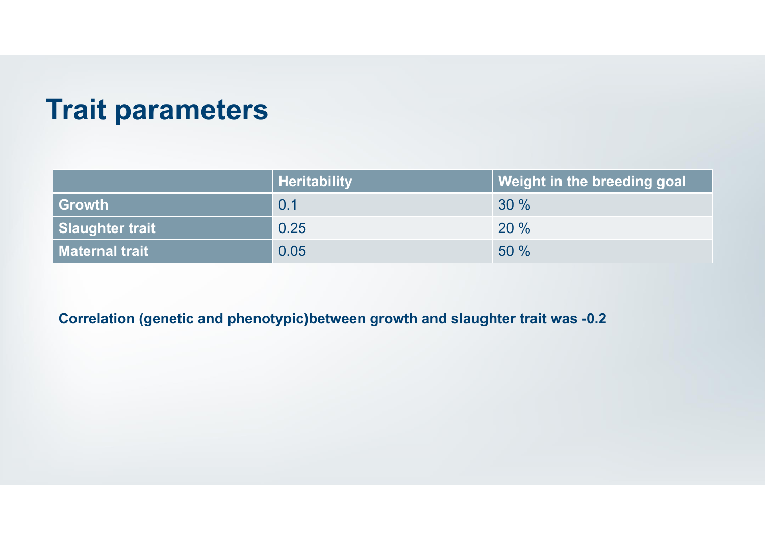# Trait parameters

| | Heritability | Weight in the breeding goal |
|---|---|---|
| **Growth** | 0.1 | 30 % |
| **Slaughter trait** | 0.25 | 20 % |
| **Maternal trait** | 0.05 | 50 % |

**Correlation (genetic and phenotypic)between growth and slaughter trait was -0.2**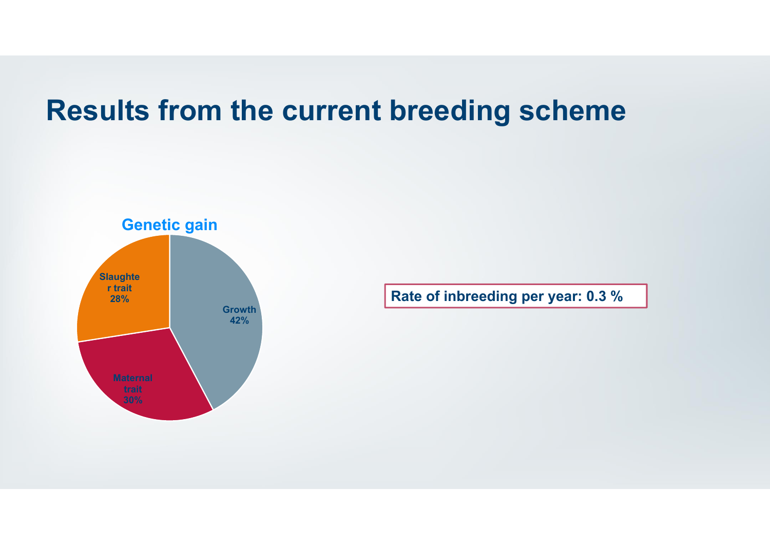# Results from the current breeding scheme

Genetic gain

Slaughter trait
28%

Growth
42%

Maternal trait
30%

**Rate of inbreeding per year: 0.3 %**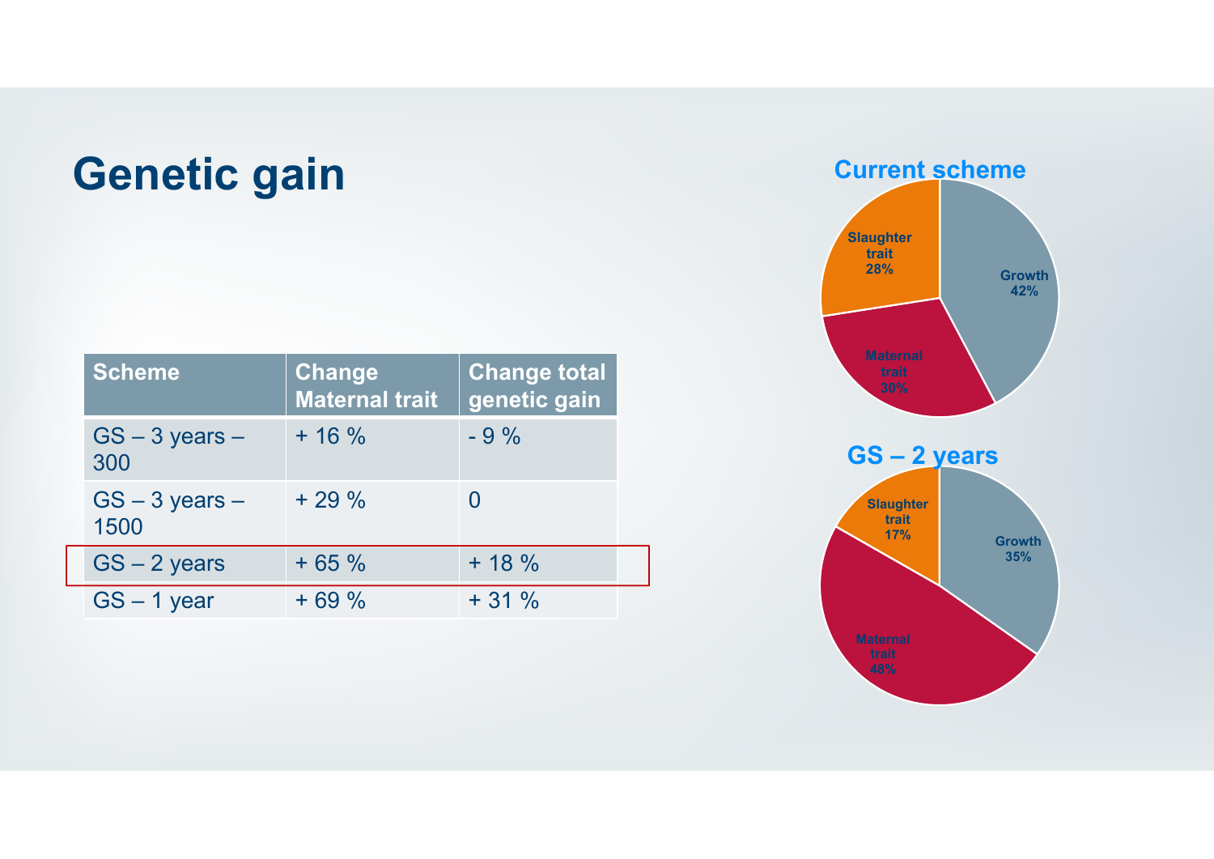# Genetic gain

| Scheme | Change Maternal trait | Change total genetic gain |
|---|---|---|
| GS – 3 years – 300 | + 16 % | - 9 % |
| GS – 3 years – 1500 | + 29 % | 0 |
| GS – 2 years | + 65 % | + 18 % |
| GS – 1 year | + 69 % | + 31 % |

**Current scheme**

Slaughter trait 28%

Growth 42%

Maternal trait 30%

**GS – 2 years**

Slaughter trait 17%

Growth 35%

Maternal trait 48%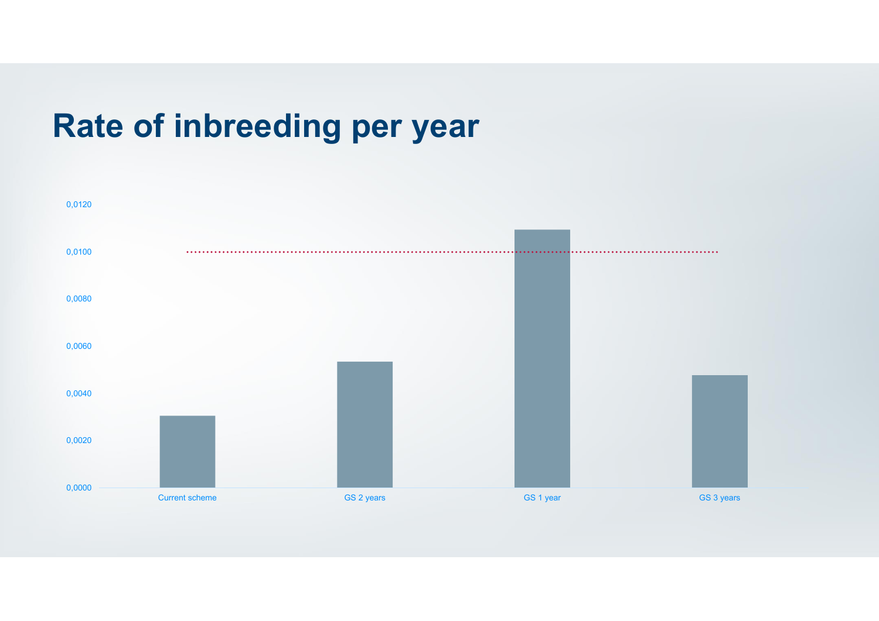# Rate of inbreeding per year

0,0120
0,0100
0,0080
0,0060
0,0040
0,0020
0,0000

Current scheme
GS 2 years
GS 1 year
GS 3 years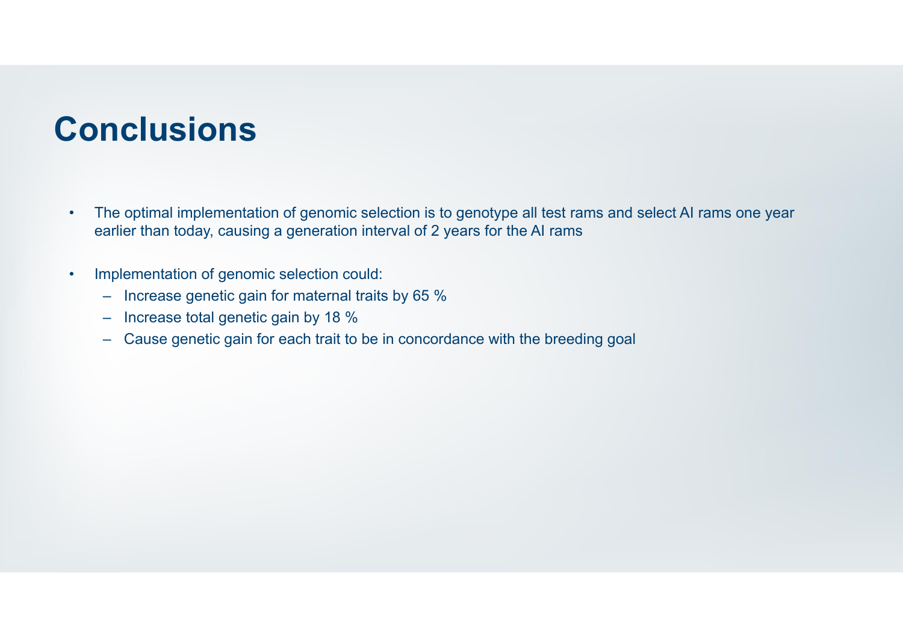# Conclusions

- The optimal implementation of genomic selection is to genotype all test rams and select AI rams one year earlier than today, causing a generation interval of 2 years for the AI rams
- Implementation of genomic selection could:
  - Increase genetic gain for maternal traits by 65 %
  - Increase total genetic gain by 18 %
  - Cause genetic gain for each trait to be in concordance with the breeding goal